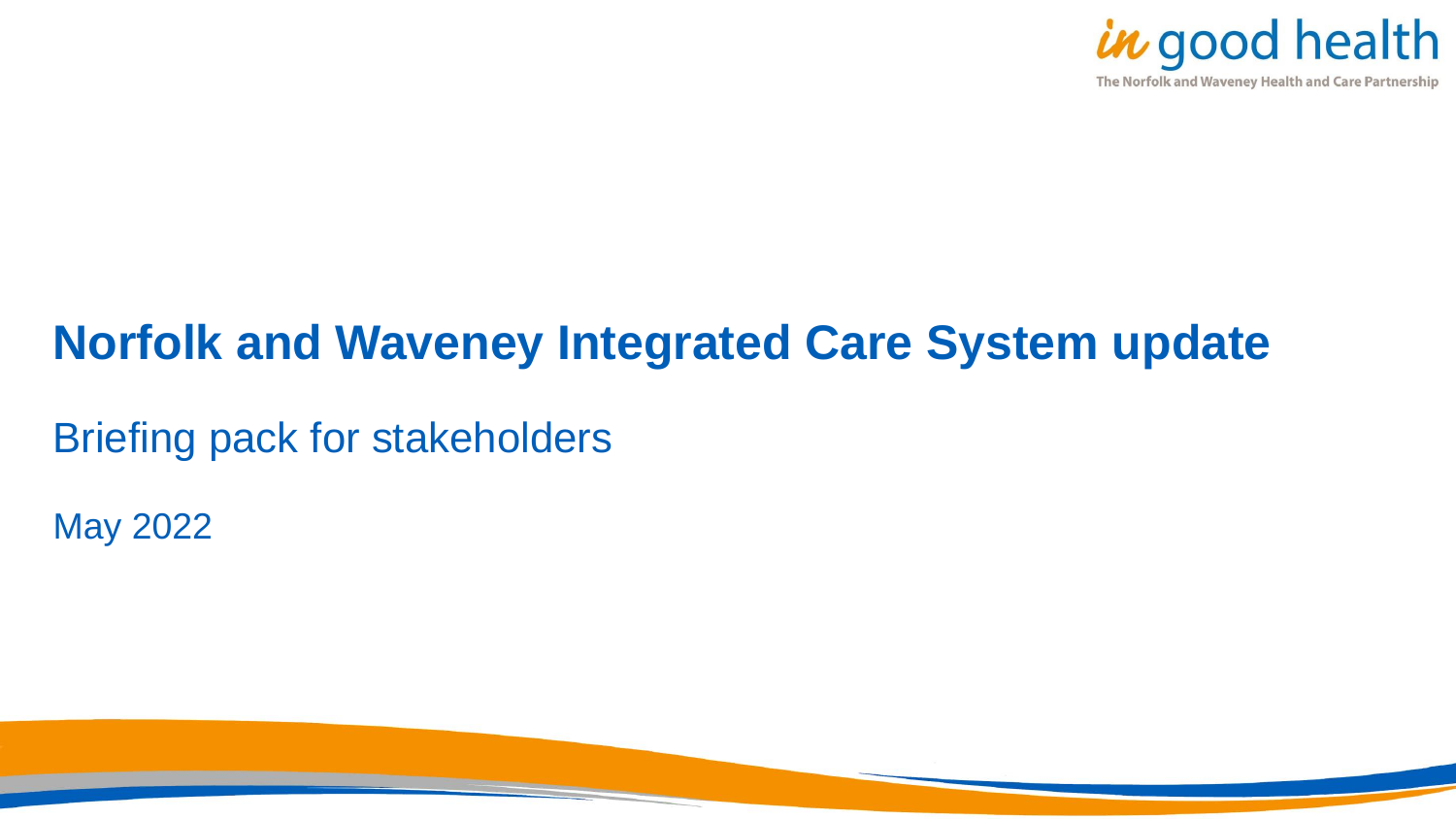*in* good health

The Norfolk and Waveney Health and Care Partnership

# Norfolk and Waveney Integrated Care System update

Briefing pack for stakeholders

May 2022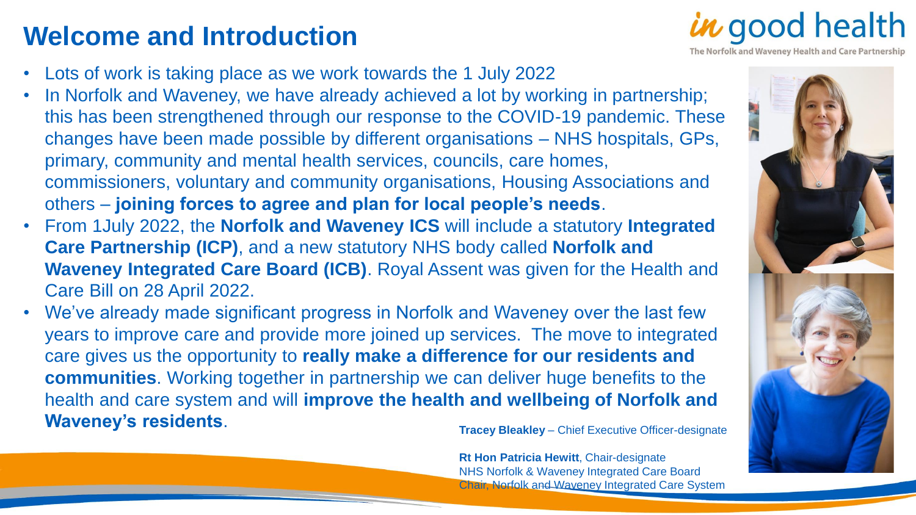# Welcome and Introduction

*in* good health
The Norfolk and Waveney Health and Care Partnership

- Lots of work is taking place as we work towards the 1 July 2022
- In Norfolk and Waveney, we have already achieved a lot by working in partnership; this has been strengthened through our response to the COVID-19 pandemic. These changes have been made possible by different organisations – NHS hospitals, GPs, primary, community and mental health services, councils, care homes, commissioners, voluntary and community organisations, Housing Associations and others – **joining forces to agree and plan for local people's needs**.
- From 1July 2022, the **Norfolk and Waveney ICS** will include a statutory **Integrated Care Partnership (ICP)**, and a new statutory NHS body called **Norfolk and Waveney Integrated Care Board (ICB)**. Royal Assent was given for the Health and Care Bill on 28 April 2022.
- We've already made significant progress in Norfolk and Waveney over the last few years to improve care and provide more joined up services. The move to integrated care gives us the opportunity to **really make a difference for our residents and communities**. Working together in partnership we can deliver huge benefits to the health and care system and will **improve the health and wellbeing of Norfolk and Waveney's residents**.

**Tracey Bleakley** – Chief Executive Officer-designate

**Rt Hon Patricia Hewitt**, Chair-designate
NHS Norfolk & Waveney Integrated Care Board
Chair, Norfolk and Waveney Integrated Care System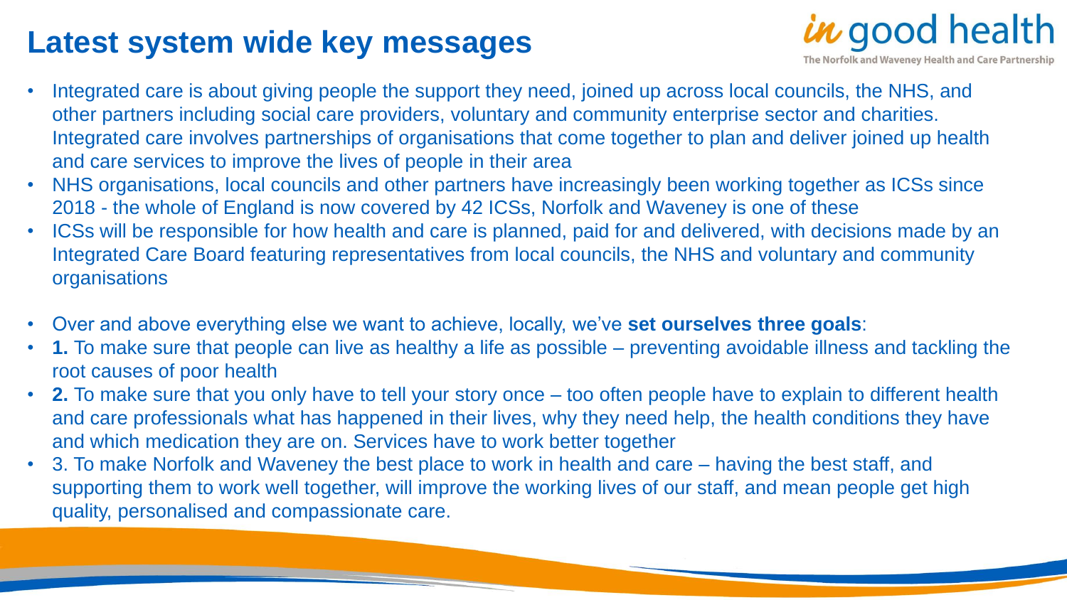# Latest system wide key messages

- Integrated care is about giving people the support they need, joined up across local councils, the NHS, and other partners including social care providers, voluntary and community enterprise sector and charities. Integrated care involves partnerships of organisations that come together to plan and deliver joined up health and care services to improve the lives of people in their area
- NHS organisations, local councils and other partners have increasingly been working together as ICSs since 2018 - the whole of England is now covered by 42 ICSs, Norfolk and Waveney is one of these
- ICSs will be responsible for how health and care is planned, paid for and delivered, with decisions made by an Integrated Care Board featuring representatives from local councils, the NHS and voluntary and community organisations

- Over and above everything else we want to achieve, locally, we've **set ourselves three goals**:
- **1.** To make sure that people can live as healthy a life as possible – preventing avoidable illness and tackling the root causes of poor health
- **2.** To make sure that you only have to tell your story once – too often people have to explain to different health and care professionals what has happened in their lives, why they need help, the health conditions they have and which medication they are on. Services have to work better together
- 3. To make Norfolk and Waveney the best place to work in health and care – having the best staff, and supporting them to work well together, will improve the working lives of our staff, and mean people get high quality, personalised and compassionate care.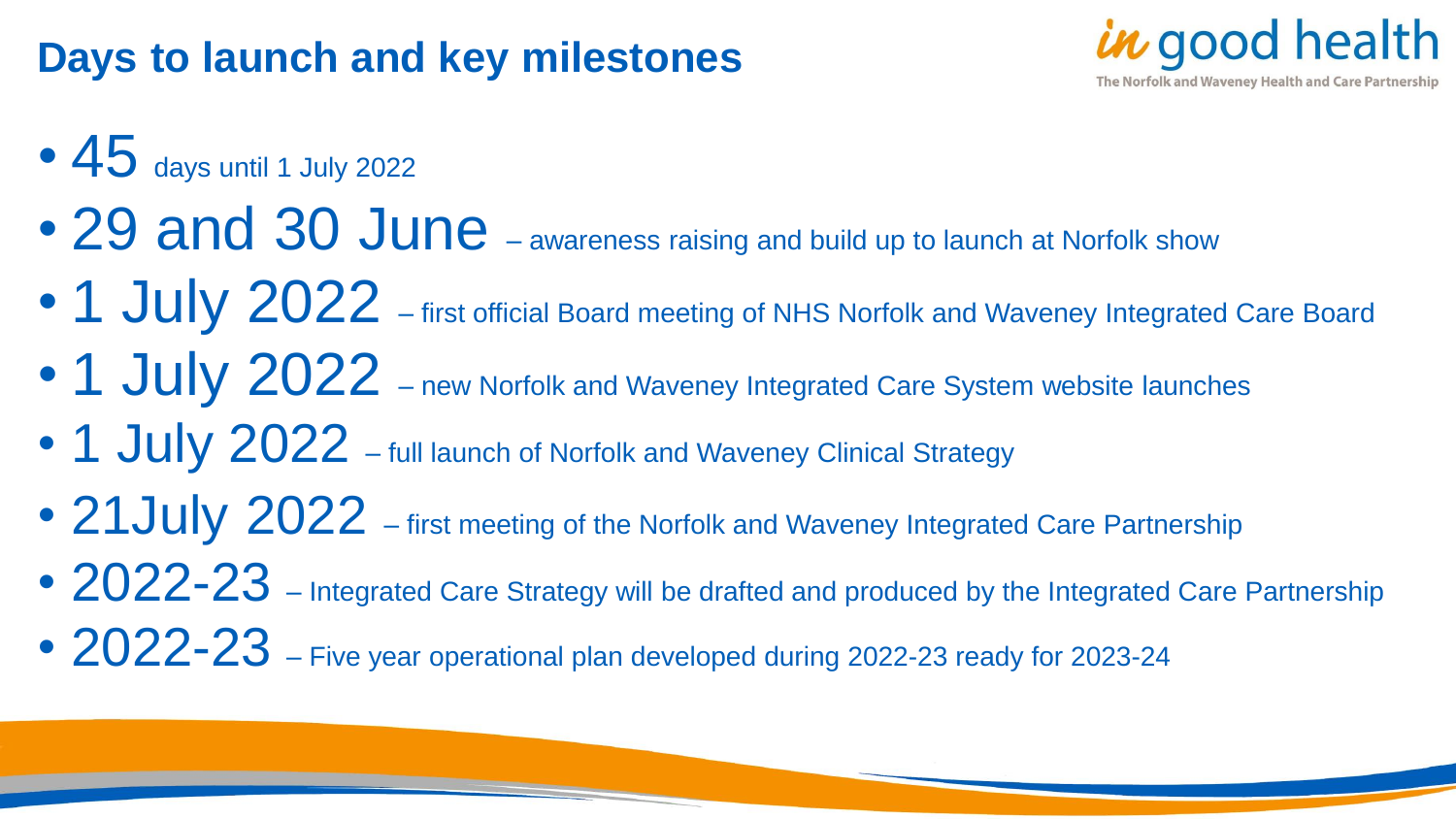# Days to launch and key milestones

- **45** days until 1 July 2022
- **29 and 30 June** – awareness raising and build up to launch at Norfolk show
- **1 July 2022** – first official Board meeting of NHS Norfolk and Waveney Integrated Care Board
- **1 July 2022** – new Norfolk and Waveney Integrated Care System website launches
- **1 July 2022** – full launch of Norfolk and Waveney Clinical Strategy
- **21July 2022** – first meeting of the Norfolk and Waveney Integrated Care Partnership
- **2022-23** – Integrated Care Strategy will be drafted and produced by the Integrated Care Partnership
- **2022-23** – Five year operational plan developed during 2022-23 ready for 2023-24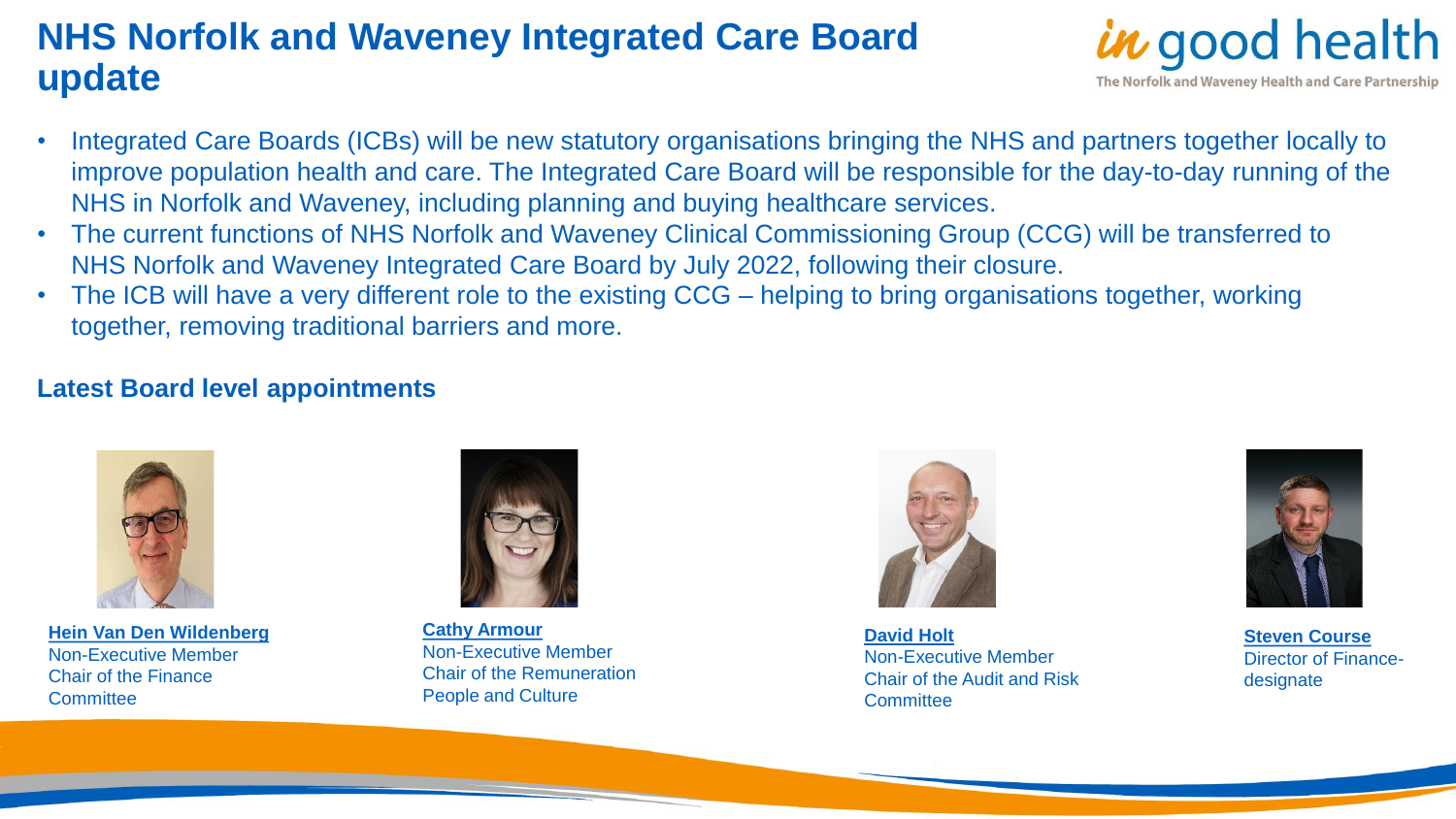# NHS Norfolk and Waveney Integrated Care Board update

- Integrated Care Boards (ICBs) will be new statutory organisations bringing the NHS and partners together locally to improve population health and care. The Integrated Care Board will be responsible for the day-to-day running of the NHS in Norfolk and Waveney, including planning and buying healthcare services.
- The current functions of NHS Norfolk and Waveney Clinical Commissioning Group (CCG) will be transferred to NHS Norfolk and Waveney Integrated Care Board by July 2022, following their closure.
- The ICB will have a very different role to the existing CCG – helping to bring organisations together, working together, removing traditional barriers and more.

## Latest Board level appointments

**Hein Van Den Wildenberg**
Non-Executive Member
Chair of the Finance Committee

**Cathy Armour**
Non-Executive Member
Chair of the Remuneration People and Culture

**David Holt**
Non-Executive Member
Chair of the Audit and Risk Committee

**Steven Course**
Director of Finance-designate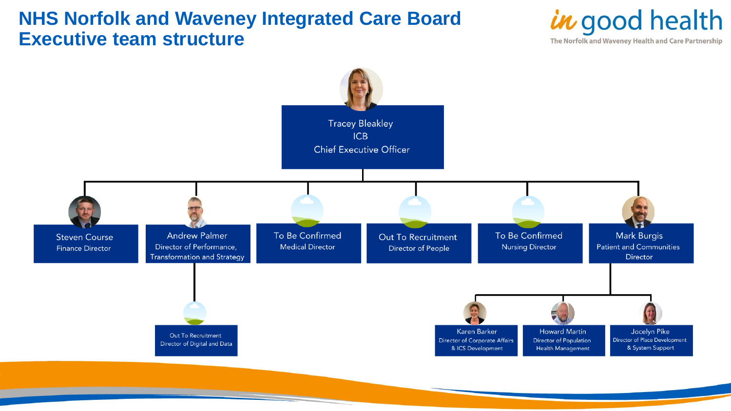# NHS Norfolk and Waveney Integrated Care Board Executive team structure

*in* good health
The Norfolk and Waveney Health and Care Partnership

**Tracey Bleakley**
ICB
Chief Executive Officer

- **Steven Course** – Finance Director
- **Andrew Palmer** – Director of Performance, Transformation and Strategy
  - **Out To Recruitment** – Director of Digital and Data
- **To Be Confirmed** – Medical Director
- **Out To Recruitment** – Director of People
- **To Be Confirmed** – Nursing Director
- **Mark Burgis** – Patient and Communities Director
  - **Karen Barker** – Director of Corporate Affairs & ICS Development
  - **Howard Martin** – Director of Population Health Management
  - **Jocelyn Pike** – Director of Place Development & System Support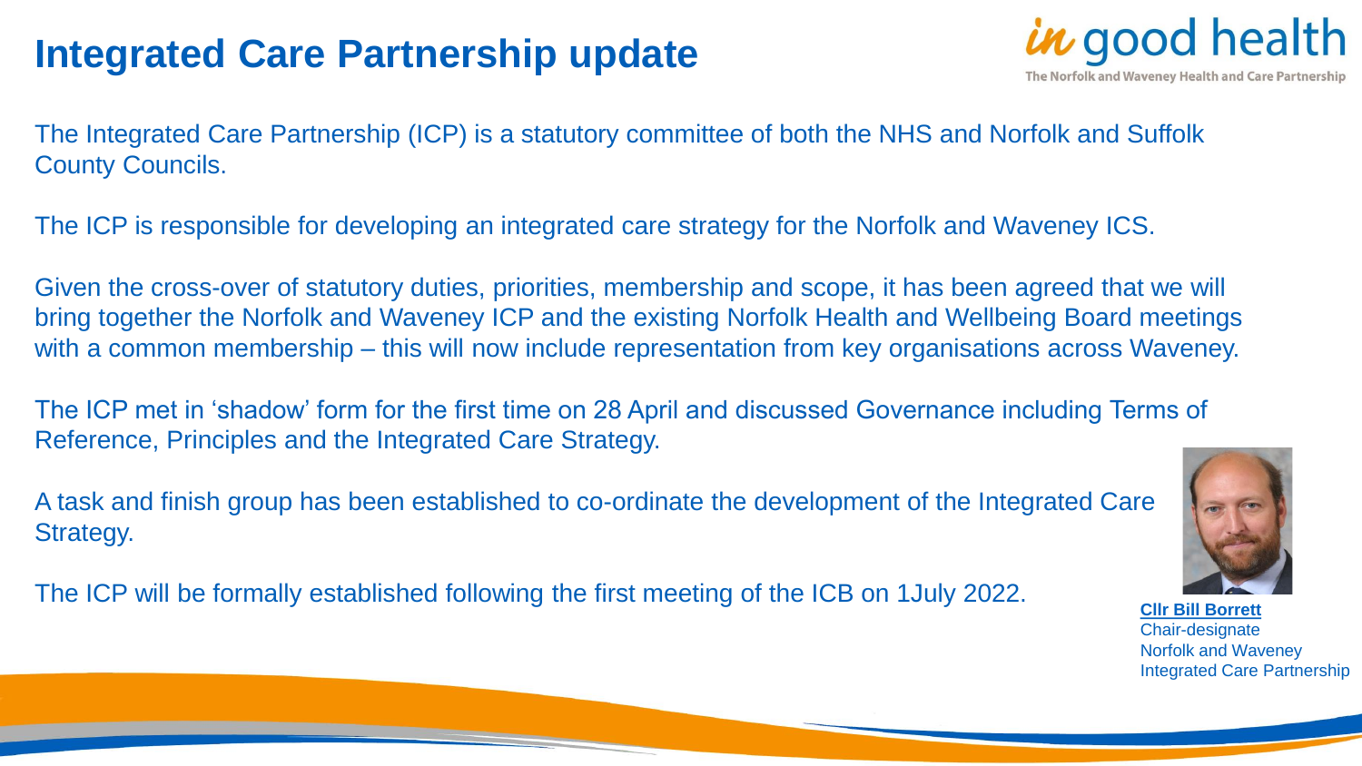# Integrated Care Partnership update

*in* good health
The Norfolk and Waveney Health and Care Partnership

The Integrated Care Partnership (ICP) is a statutory committee of both the NHS and Norfolk and Suffolk County Councils.

The ICP is responsible for developing an integrated care strategy for the Norfolk and Waveney ICS.

Given the cross-over of statutory duties, priorities, membership and scope, it has been agreed that we will bring together the Norfolk and Waveney ICP and the existing Norfolk Health and Wellbeing Board meetings with a common membership – this will now include representation from key organisations across Waveney.

The ICP met in 'shadow' form for the first time on 28 April and discussed Governance including Terms of Reference, Principles and the Integrated Care Strategy.

A task and finish group has been established to co-ordinate the development of the Integrated Care Strategy.

The ICP will be formally established following the first meeting of the ICB on 1July 2022.

**Cllr Bill Borrett**
Chair-designate
Norfolk and Waveney
Integrated Care Partnership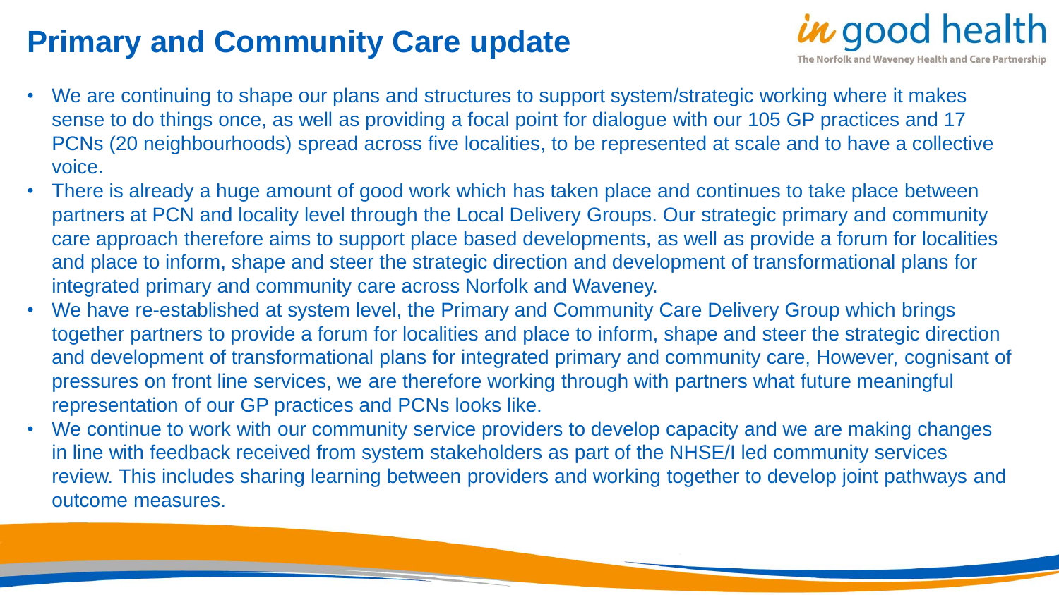# Primary and Community Care update

- We are continuing to shape our plans and structures to support system/strategic working where it makes sense to do things once, as well as providing a focal point for dialogue with our 105 GP practices and 17 PCNs (20 neighbourhoods) spread across five localities, to be represented at scale and to have a collective voice.
- There is already a huge amount of good work which has taken place and continues to take place between partners at PCN and locality level through the Local Delivery Groups. Our strategic primary and community care approach therefore aims to support place based developments, as well as provide a forum for localities and place to inform, shape and steer the strategic direction and development of transformational plans for integrated primary and community care across Norfolk and Waveney.
- We have re-established at system level, the Primary and Community Care Delivery Group which brings together partners to provide a forum for localities and place to inform, shape and steer the strategic direction and development of transformational plans for integrated primary and community care, However, cognisant of pressures on front line services, we are therefore working through with partners what future meaningful representation of our GP practices and PCNs looks like.
- We continue to work with our community service providers to develop capacity and we are making changes in line with feedback received from system stakeholders as part of the NHSE/I led community services review. This includes sharing learning between providers and working together to develop joint pathways and outcome measures.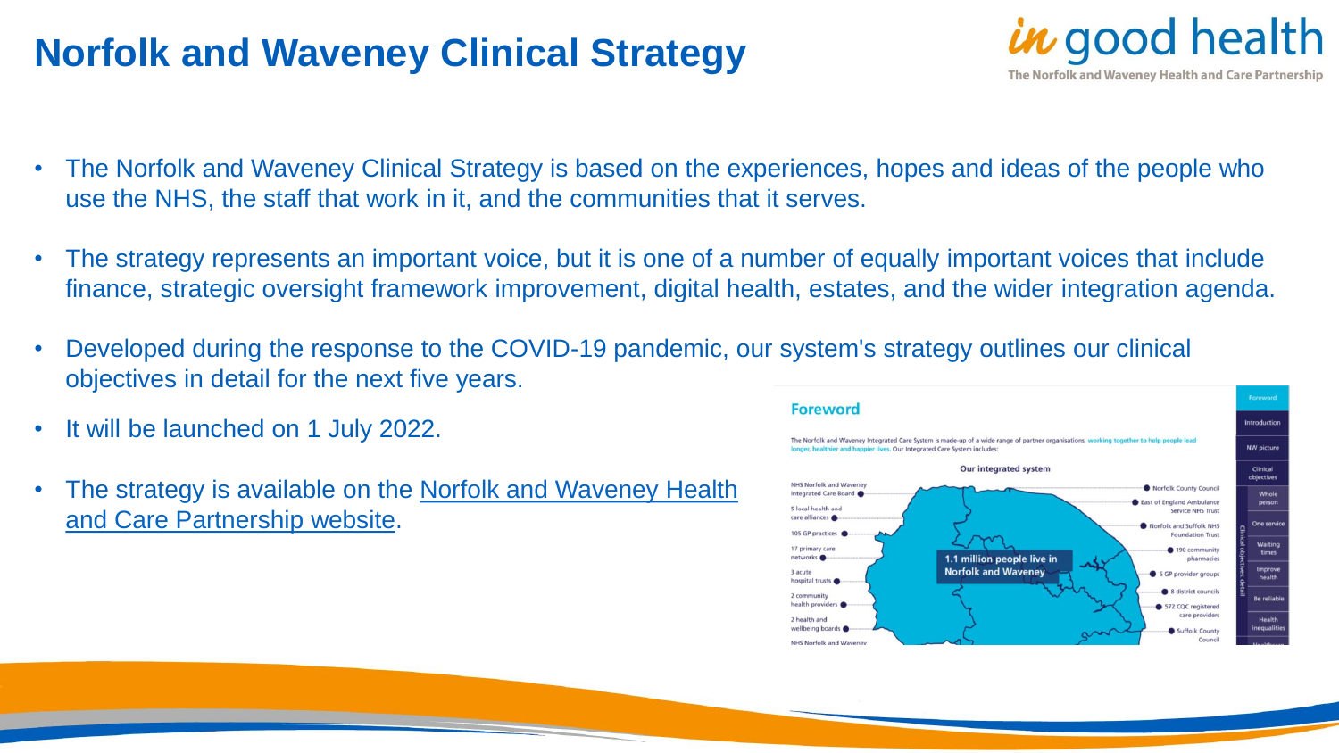# Norfolk and Waveney Clinical Strategy

- The Norfolk and Waveney Clinical Strategy is based on the experiences, hopes and ideas of the people who use the NHS, the staff that work in it, and the communities that it serves.
- The strategy represents an important voice, but it is one of a number of equally important voices that include finance, strategic oversight framework improvement, digital health, estates, and the wider integration agenda.
- Developed during the response to the COVID-19 pandemic, our system's strategy outlines our clinical objectives in detail for the next five years.
- It will be launched on 1 July 2022.
- The strategy is available on the Norfolk and Waveney Health and Care Partnership website.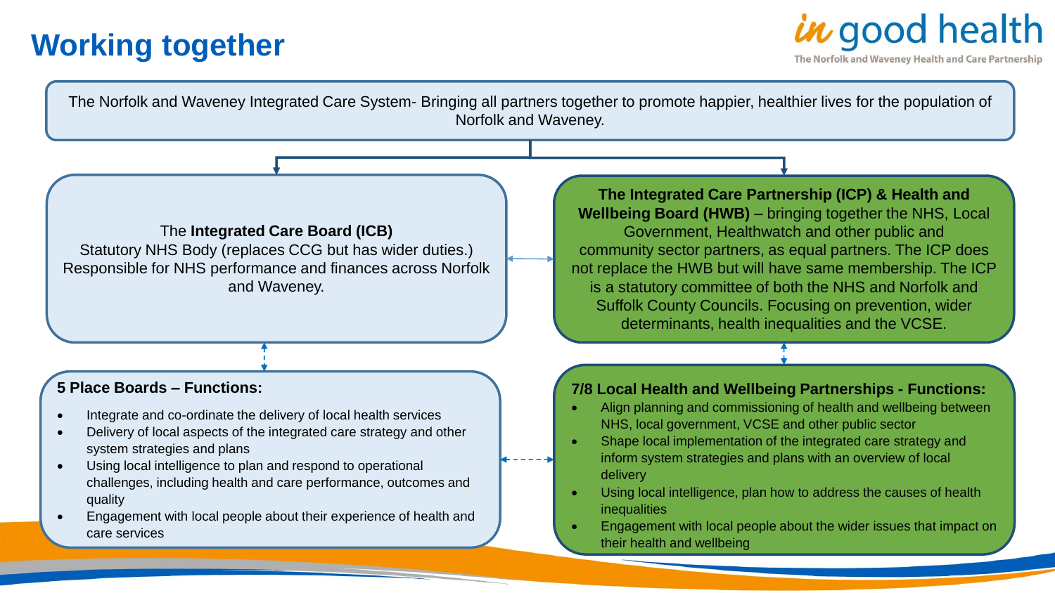# Working together

*in* good health
The Norfolk and Waveney Health and Care Partnership

The Norfolk and Waveney Integrated Care System- Bringing all partners together to promote happier, healthier lives for the population of Norfolk and Waveney.

The **Integrated Care Board (ICB)**
Statutory NHS Body (replaces CCG but has wider duties.)
Responsible for NHS performance and finances across Norfolk and Waveney.

**The Integrated Care Partnership (ICP) & Health and Wellbeing Board (HWB)** – bringing together the NHS, Local Government, Healthwatch and other public and community sector partners, as equal partners. The ICP does not replace the HWB but will have same membership. The ICP is a statutory committee of both the NHS and Norfolk and Suffolk County Councils. Focusing on prevention, wider determinants, health inequalities and the VCSE.

**5 Place Boards – Functions:**

- Integrate and co-ordinate the delivery of local health services
- Delivery of local aspects of the integrated care strategy and other system strategies and plans
- Using local intelligence to plan and respond to operational challenges, including health and care performance, outcomes and quality
- Engagement with local people about their experience of health and care services

**7/8 Local Health and Wellbeing Partnerships - Functions:**

- Align planning and commissioning of health and wellbeing between NHS, local government, VCSE and other public sector
- Shape local implementation of the integrated care strategy and inform system strategies and plans with an overview of local delivery
- Using local intelligence, plan how to address the causes of health inequalities
- Engagement with local people about the wider issues that impact on their health and wellbeing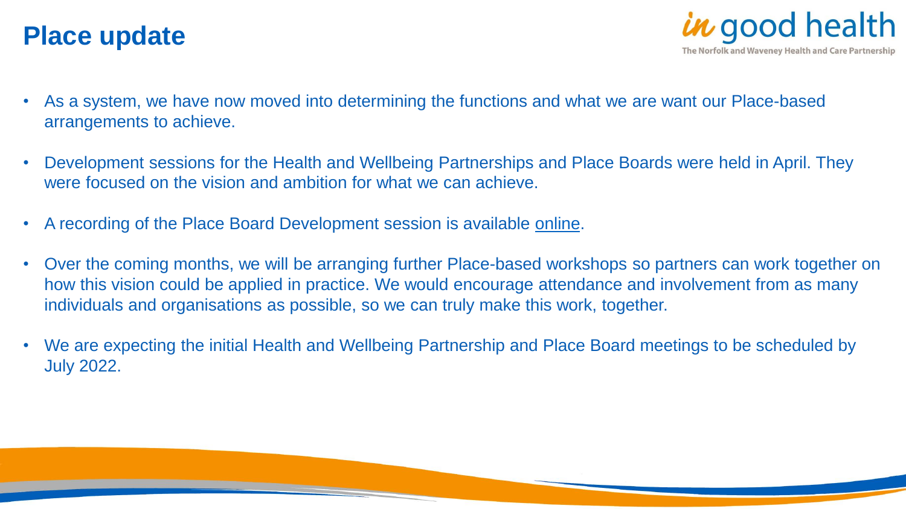# Place update

- As a system, we have now moved into determining the functions and what we are want our Place-based arrangements to achieve.
- Development sessions for the Health and Wellbeing Partnerships and Place Boards were held in April. They were focused on the vision and ambition for what we can achieve.
- A recording of the Place Board Development session is available online.
- Over the coming months, we will be arranging further Place-based workshops so partners can work together on how this vision could be applied in practice. We would encourage attendance and involvement from as many individuals and organisations as possible, so we can truly make this work, together.
- We are expecting the initial Health and Wellbeing Partnership and Place Board meetings to be scheduled by July 2022.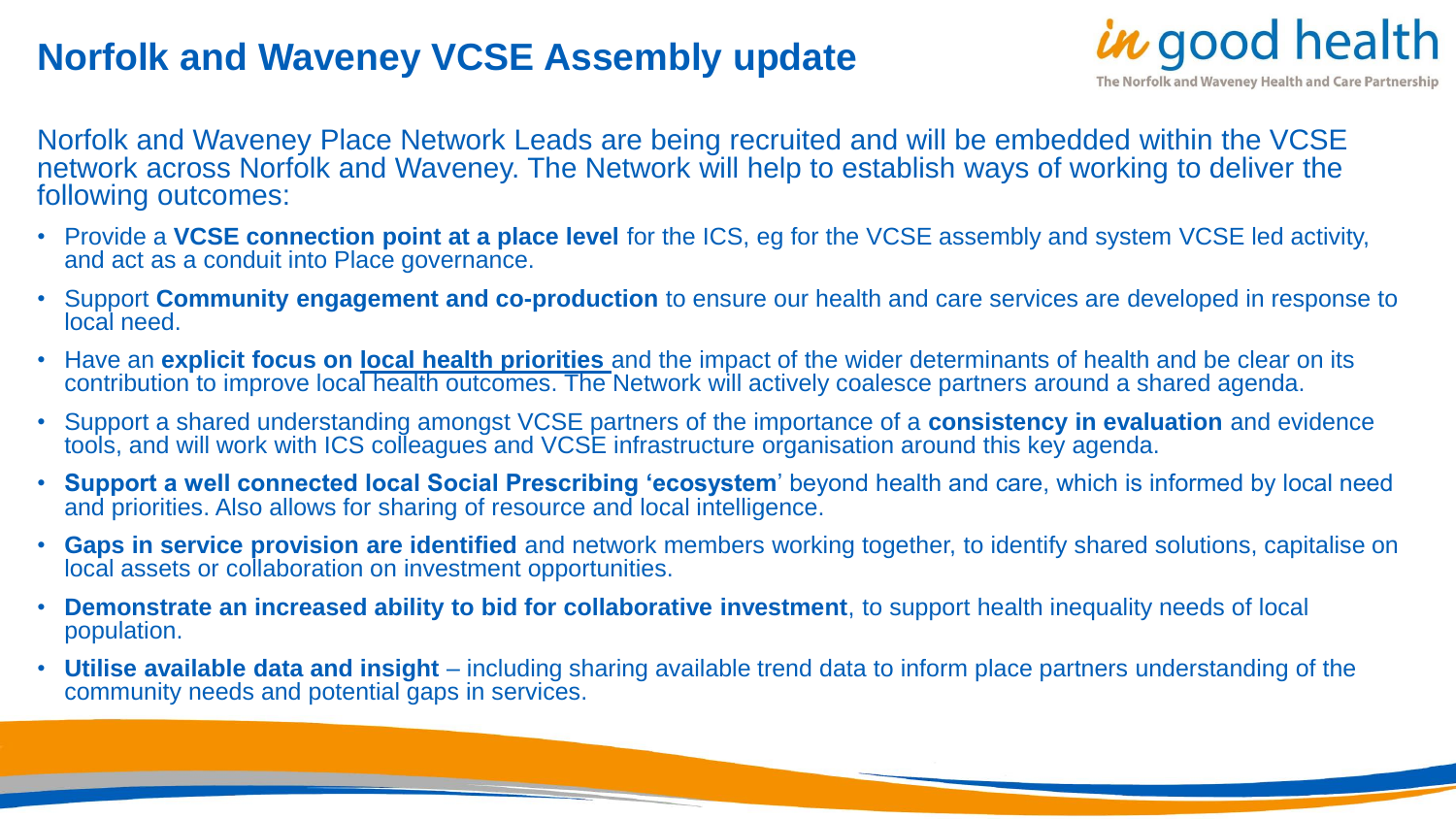# Norfolk and Waveney VCSE Assembly update

Norfolk and Waveney Place Network Leads are being recruited and will be embedded within the VCSE network across Norfolk and Waveney. The Network will help to establish ways of working to deliver the following outcomes:

- Provide a **VCSE connection point at a place level** for the ICS, eg for the VCSE assembly and system VCSE led activity, and act as a conduit into Place governance.
- Support **Community engagement and co-production** to ensure our health and care services are developed in response to local need.
- Have an **explicit focus on local health priorities** and the impact of the wider determinants of health and be clear on its contribution to improve local health outcomes. The Network will actively coalesce partners around a shared agenda.
- Support a shared understanding amongst VCSE partners of the importance of a **consistency in evaluation** and evidence tools, and will work with ICS colleagues and VCSE infrastructure organisation around this key agenda.
- **Support a well connected local Social Prescribing 'ecosystem'** beyond health and care, which is informed by local need and priorities. Also allows for sharing of resource and local intelligence.
- **Gaps in service provision are identified** and network members working together, to identify shared solutions, capitalise on local assets or collaboration on investment opportunities.
- **Demonstrate an increased ability to bid for collaborative investment**, to support health inequality needs of local population.
- **Utilise available data and insight** – including sharing available trend data to inform place partners understanding of the community needs and potential gaps in services.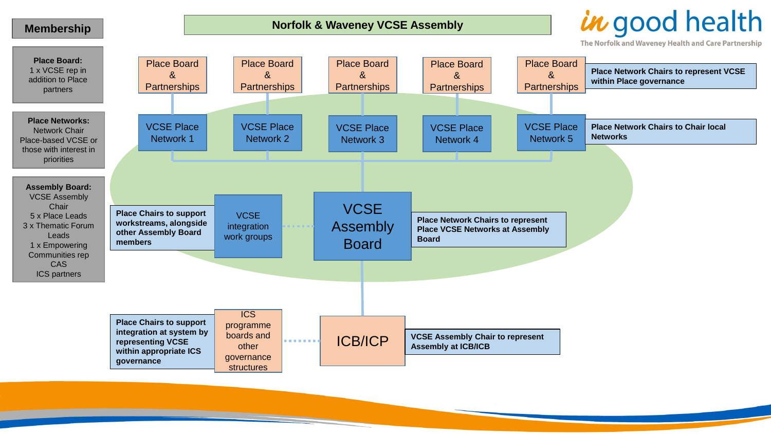# Norfolk & Waveney VCSE Assembly

*in good health* — The Norfolk and Waveney Health and Care Partnership

## Membership

**Place Board:**
1 x VCSE rep in addition to Place partners

**Place Networks:**
Network Chair
Place-based VCSE or those with interest in priorities

**Assembly Board:**
VCSE Assembly Chair
5 x Place Leads
3 x Thematic Forum Leads
1 x Empowering Communities rep
CAS
ICS partners

---

Place Board & Partnerships | Place Board & Partnerships | Place Board & Partnerships | Place Board & Partnerships | Place Board & Partnerships

**Place Network Chairs to represent VCSE within Place governance**

VCSE Place Network 1 | VCSE Place Network 2 | VCSE Place Network 3 | VCSE Place Network 4 | VCSE Place Network 5

**Place Network Chairs to Chair local Networks**

**Place Chairs to support workstreams, alongside other Assembly Board members**

VCSE integration work groups

VCSE Assembly Board

**Place Network Chairs to represent Place VCSE Networks at Assembly Board**

**Place Chairs to support integration at system by representing VCSE within appropriate ICS governance**

ICS programme boards and other governance structures

ICB/ICP

**VCSE Assembly Chair to represent Assembly at ICB/ICB**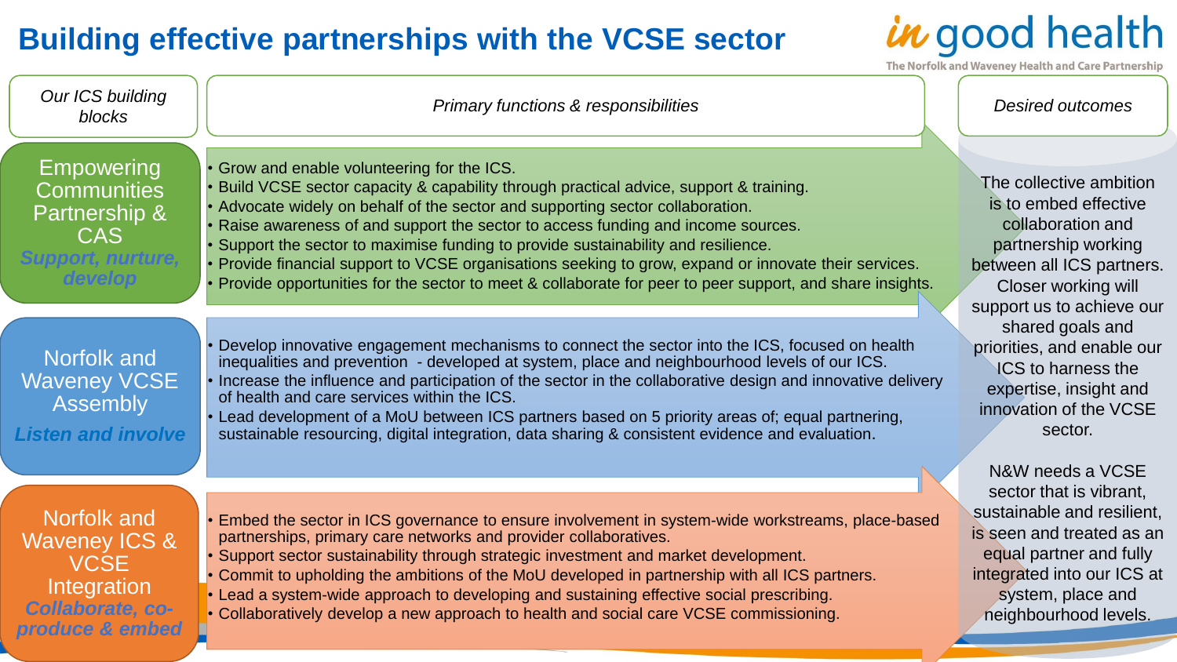# Building effective partnerships with the VCSE sector

*in* good health
The Norfolk and Waveney Health and Care Partnership

| *Our ICS building blocks* | *Primary functions & responsibilities* | *Desired outcomes* |
|---|---|---|
| Empowering Communities Partnership & CAS<br>***Support, nurture, develop*** | • Grow and enable volunteering for the ICS.<br>• Build VCSE sector capacity & capability through practical advice, support & training.<br>• Advocate widely on behalf of the sector and supporting sector collaboration.<br>• Raise awareness of and support the sector to access funding and income sources.<br>• Support the sector to maximise funding to provide sustainability and resilience.<br>• Provide financial support to VCSE organisations seeking to grow, expand or innovate their services.<br>• Provide opportunities for the sector to meet & collaborate for peer to peer support, and share insights. | The collective ambition is to embed effective collaboration and partnership working between all ICS partners. Closer working will support us to achieve our shared goals and priorities, and enable our ICS to harness the expertise, insight and innovation of the VCSE sector.<br><br>N&W needs a VCSE sector that is vibrant, sustainable and resilient, is seen and treated as an equal partner and fully integrated into our ICS at system, place and neighbourhood levels. |
| Norfolk and Waveney VCSE Assembly<br>***Listen and involve*** | • Develop innovative engagement mechanisms to connect the sector into the ICS, focused on health inequalities and prevention - developed at system, place and neighbourhood levels of our ICS.<br>• Increase the influence and participation of the sector in the collaborative design and innovative delivery of health and care services within the ICS.<br>• Lead development of a MoU between ICS partners based on 5 priority areas of; equal partnering, sustainable resourcing, digital integration, data sharing & consistent evidence and evaluation. | |
| Norfolk and Waveney ICS & VCSE Integration<br>***Collaborate, co-produce & embed*** | • Embed the sector in ICS governance to ensure involvement in system-wide workstreams, place-based partnerships, primary care networks and provider collaboratives.<br>• Support sector sustainability through strategic investment and market development.<br>• Commit to upholding the ambitions of the MoU developed in partnership with all ICS partners.<br>• Lead a system-wide approach to developing and sustaining effective social prescribing.<br>• Collaboratively develop a new approach to health and social care VCSE commissioning. | |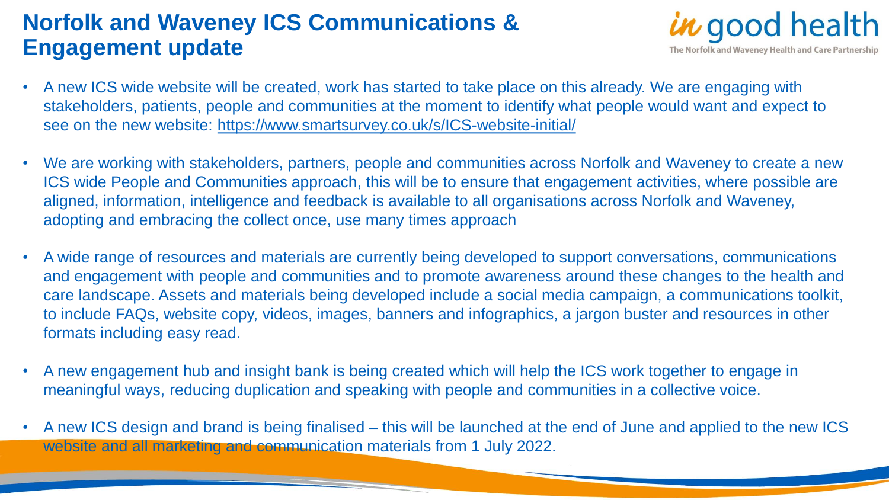# Norfolk and Waveney ICS Communications & Engagement update

- A new ICS wide website will be created, work has started to take place on this already. We are engaging with stakeholders, patients, people and communities at the moment to identify what people would want and expect to see on the new website: https://www.smartsurvey.co.uk/s/ICS-website-initial/
- We are working with stakeholders, partners, people and communities across Norfolk and Waveney to create a new ICS wide People and Communities approach, this will be to ensure that engagement activities, where possible are aligned, information, intelligence and feedback is available to all organisations across Norfolk and Waveney, adopting and embracing the collect once, use many times approach
- A wide range of resources and materials are currently being developed to support conversations, communications and engagement with people and communities and to promote awareness around these changes to the health and care landscape. Assets and materials being developed include a social media campaign, a communications toolkit, to include FAQs, website copy, videos, images, banners and infographics, a jargon buster and resources in other formats including easy read.
- A new engagement hub and insight bank is being created which will help the ICS work together to engage in meaningful ways, reducing duplication and speaking with people and communities in a collective voice.
- A new ICS design and brand is being finalised – this will be launched at the end of June and applied to the new ICS website and all marketing and communication materials from 1 July 2022.